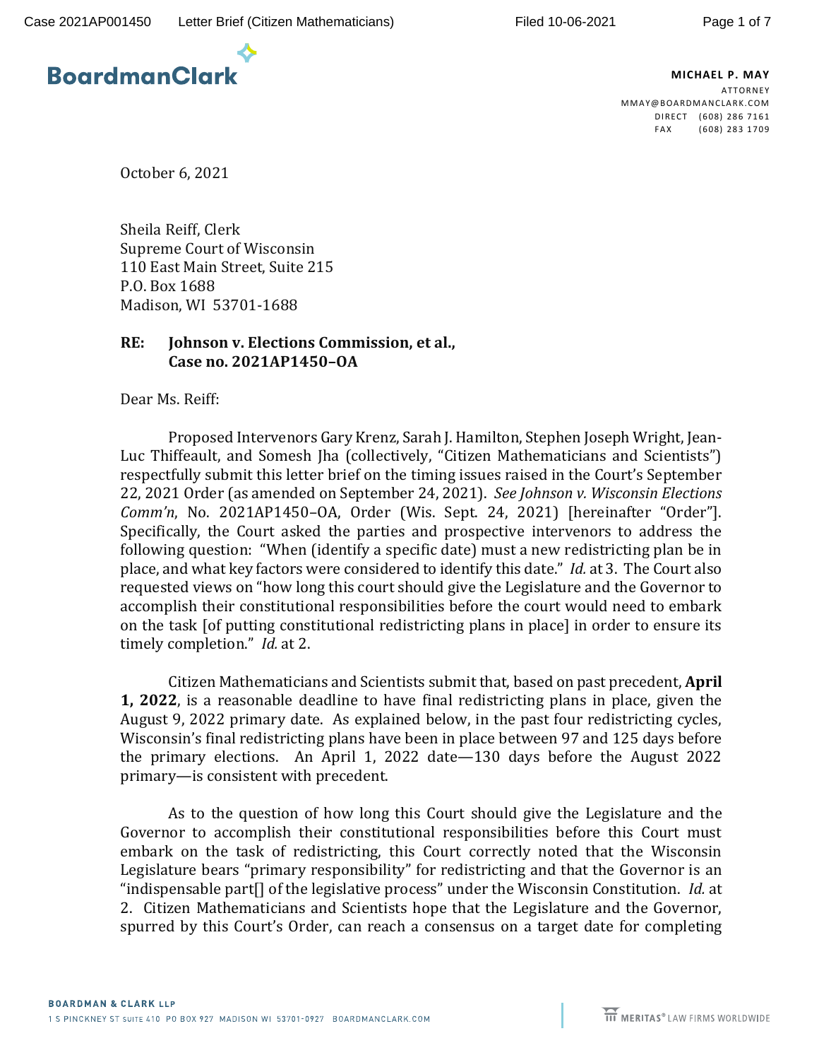**BoardmanClark**

**MICHAEL P. MAY**
ATTORNEY
MMAY@BOARDMANCLARK.COM
DIRECT (608) 286 7161
FAX (608) 283 1709

October 6, 2021

Sheila Reiff, Clerk
Supreme Court of Wisconsin
110 East Main Street, Suite 215
P.O. Box 1688
Madison, WI 53701-1688

**RE: Johnson v. Elections Commission, et al.,**
**Case no. 2021AP1450–OA**

Dear Ms. Reiff:

Proposed Intervenors Gary Krenz, Sarah J. Hamilton, Stephen Joseph Wright, Jean-Luc Thiffeault, and Somesh Jha (collectively, "Citizen Mathematicians and Scientists") respectfully submit this letter brief on the timing issues raised in the Court's September 22, 2021 Order (as amended on September 24, 2021). *See Johnson v. Wisconsin Elections Comm'n*, No. 2021AP1450–OA, Order (Wis. Sept. 24, 2021) [hereinafter "Order"]. Specifically, the Court asked the parties and prospective intervenors to address the following question: "When (identify a specific date) must a new redistricting plan be in place, and what key factors were considered to identify this date." *Id.* at 3. The Court also requested views on "how long this court should give the Legislature and the Governor to accomplish their constitutional responsibilities before the court would need to embark on the task [of putting constitutional redistricting plans in place] in order to ensure its timely completion." *Id.* at 2.

Citizen Mathematicians and Scientists submit that, based on past precedent, **April 1, 2022**, is a reasonable deadline to have final redistricting plans in place, given the August 9, 2022 primary date. As explained below, in the past four redistricting cycles, Wisconsin's final redistricting plans have been in place between 97 and 125 days before the primary elections. An April 1, 2022 date—130 days before the August 2022 primary—is consistent with precedent.

As to the question of how long this Court should give the Legislature and the Governor to accomplish their constitutional responsibilities before this Court must embark on the task of redistricting, this Court correctly noted that the Wisconsin Legislature bears "primary responsibility" for redistricting and that the Governor is an "indispensable part[] of the legislative process" under the Wisconsin Constitution. *Id.* at 2. Citizen Mathematicians and Scientists hope that the Legislature and the Governor, spurred by this Court's Order, can reach a consensus on a target date for completing

BOARDMAN & CLARK LLP
1 S PINCKNEY ST SUITE 410 PO BOX 927 MADISON WI 53701-0927 BOARDMANCLARK.COM
MERITAS® LAW FIRMS WORLDWIDE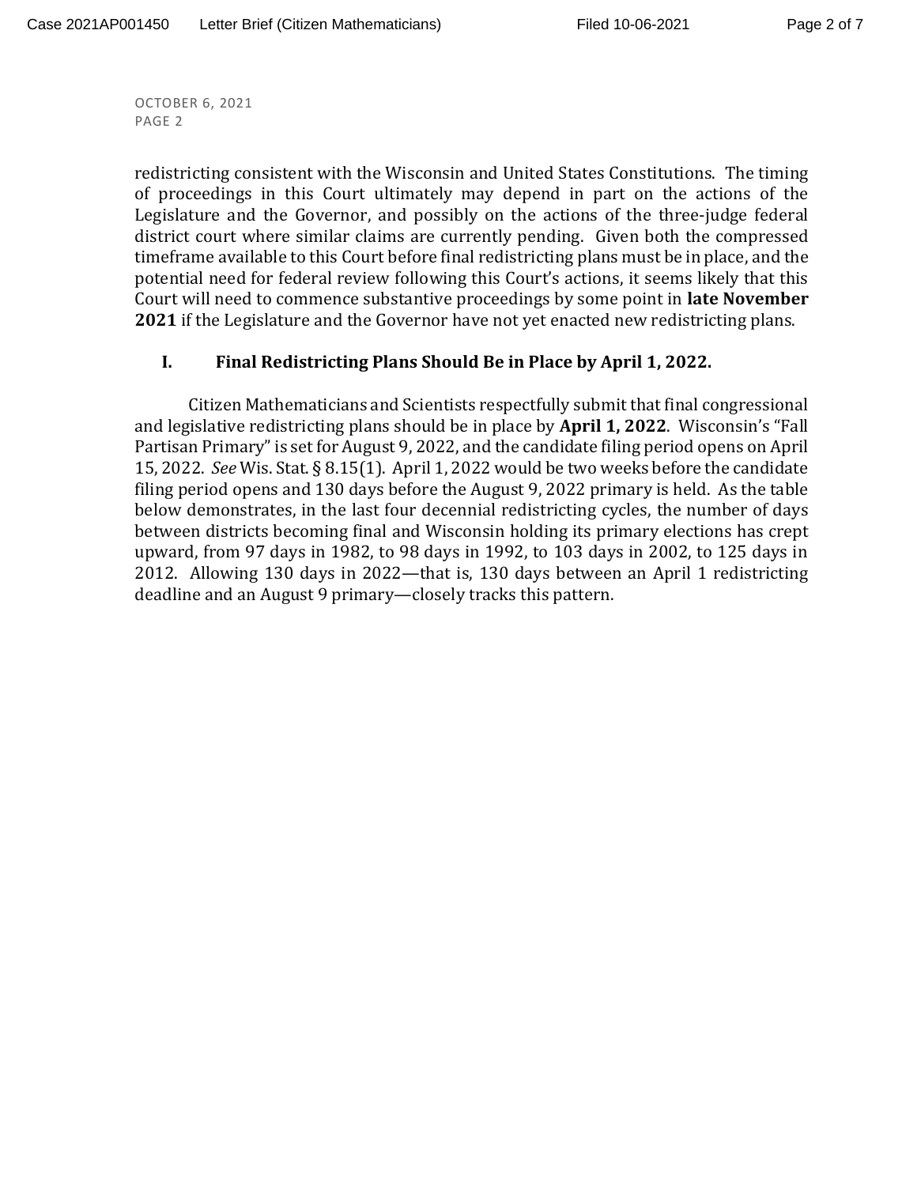redistricting consistent with the Wisconsin and United States Constitutions. The timing of proceedings in this Court ultimately may depend in part on the actions of the Legislature and the Governor, and possibly on the actions of the three-judge federal district court where similar claims are currently pending. Given both the compressed timeframe available to this Court before final redistricting plans must be in place, and the potential need for federal review following this Court's actions, it seems likely that this Court will need to commence substantive proceedings by some point in **late November 2021** if the Legislature and the Governor have not yet enacted new redistricting plans.

## I. Final Redistricting Plans Should Be in Place by April 1, 2022.

Citizen Mathematicians and Scientists respectfully submit that final congressional and legislative redistricting plans should be in place by **April 1, 2022**. Wisconsin's "Fall Partisan Primary" is set for August 9, 2022, and the candidate filing period opens on April 15, 2022. *See* Wis. Stat. § 8.15(1). April 1, 2022 would be two weeks before the candidate filing period opens and 130 days before the August 9, 2022 primary is held. As the table below demonstrates, in the last four decennial redistricting cycles, the number of days between districts becoming final and Wisconsin holding its primary elections has crept upward, from 97 days in 1982, to 98 days in 1992, to 103 days in 2002, to 125 days in 2012. Allowing 130 days in 2022—that is, 130 days between an April 1 redistricting deadline and an August 9 primary—closely tracks this pattern.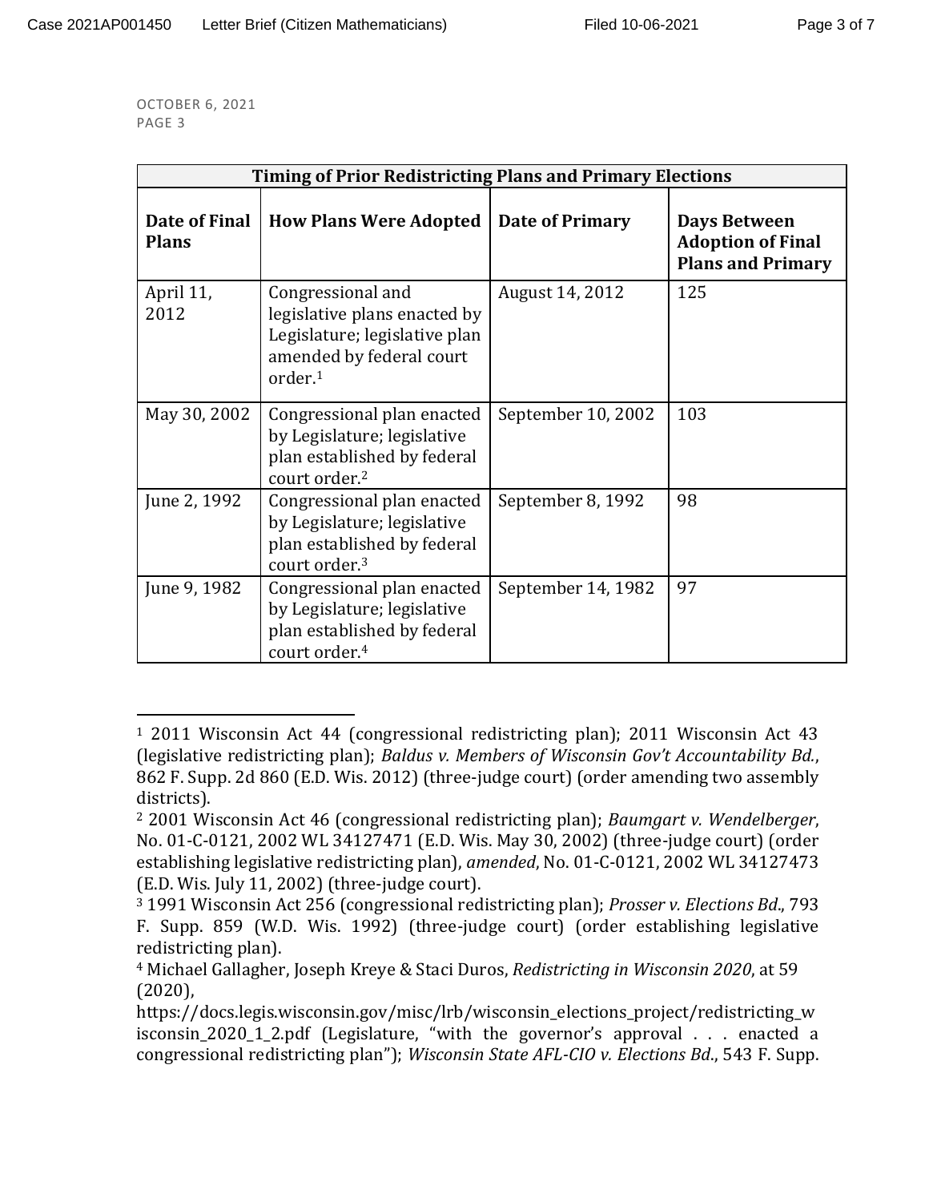OCTOBER 6, 2021
PAGE 3

| Timing of Prior Redistricting Plans and Primary Elections | | | |
|---|---|---|---|
| **Date of Final Plans** | **How Plans Were Adopted** | **Date of Primary** | **Days Between Adoption of Final Plans and Primary** |
| April 11, 2012 | Congressional and legislative plans enacted by Legislature; legislative plan amended by federal court order.[1] | August 14, 2012 | 125 |
| May 30, 2002 | Congressional plan enacted by Legislature; legislative plan established by federal court order.[2] | September 10, 2002 | 103 |
| June 2, 1992 | Congressional plan enacted by Legislature; legislative plan established by federal court order.[3] | September 8, 1992 | 98 |
| June 9, 1982 | Congressional plan enacted by Legislature; legislative plan established by federal court order.[4] | September 14, 1982 | 97 |

---

[1] 2011 Wisconsin Act 44 (congressional redistricting plan); 2011 Wisconsin Act 43 (legislative redistricting plan); *Baldus v. Members of Wisconsin Gov't Accountability Bd.*, 862 F. Supp. 2d 860 (E.D. Wis. 2012) (three-judge court) (order amending two assembly districts).

[2] 2001 Wisconsin Act 46 (congressional redistricting plan); *Baumgart v. Wendelberger*, No. 01-C-0121, 2002 WL 34127471 (E.D. Wis. May 30, 2002) (three-judge court) (order establishing legislative redistricting plan), *amended*, No. 01-C-0121, 2002 WL 34127473 (E.D. Wis. July 11, 2002) (three-judge court).

[3] 1991 Wisconsin Act 256 (congressional redistricting plan); *Prosser v. Elections Bd.*, 793 F. Supp. 859 (W.D. Wis. 1992) (three-judge court) (order establishing legislative redistricting plan).

[4] Michael Gallagher, Joseph Kreye & Staci Duros, *Redistricting in Wisconsin 2020*, at 59 (2020), https://docs.legis.wisconsin.gov/misc/lrb/wisconsin_elections_project/redistricting_wisconsin_2020_1_2.pdf (Legislature, "with the governor's approval . . . enacted a congressional redistricting plan"); *Wisconsin State AFL-CIO v. Elections Bd.*, 543 F. Supp.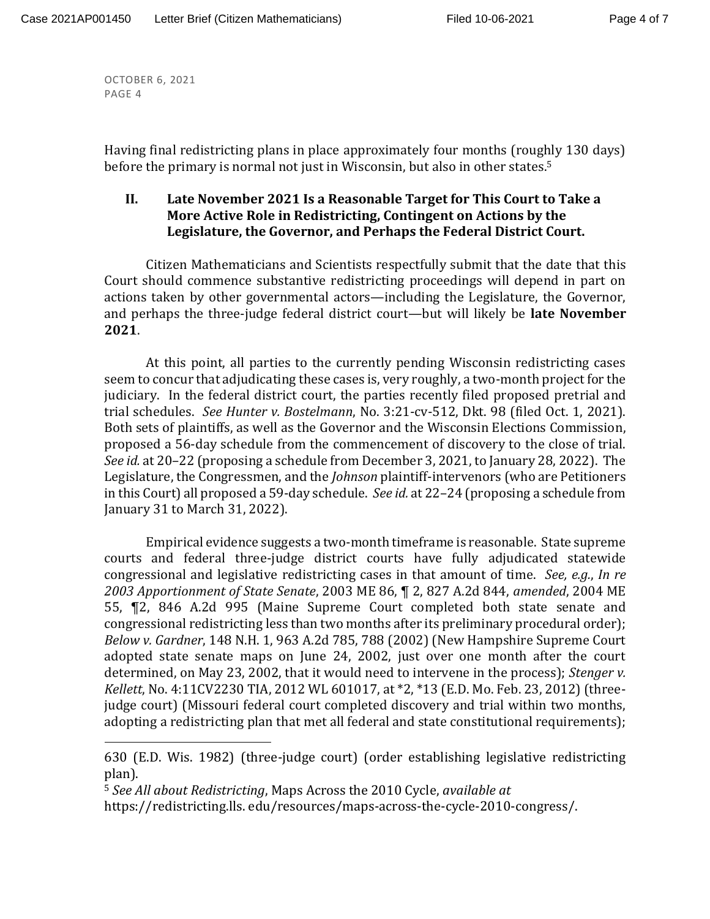OCTOBER 6, 2021
PAGE 4

Having final redistricting plans in place approximately four months (roughly 130 days) before the primary is normal not just in Wisconsin, but also in other states.[5]

## II. Late November 2021 Is a Reasonable Target for This Court to Take a More Active Role in Redistricting, Contingent on Actions by the Legislature, the Governor, and Perhaps the Federal District Court.

Citizen Mathematicians and Scientists respectfully submit that the date that this Court should commence substantive redistricting proceedings will depend in part on actions taken by other governmental actors—including the Legislature, the Governor, and perhaps the three-judge federal district court—but will likely be **late November 2021**.

At this point, all parties to the currently pending Wisconsin redistricting cases seem to concur that adjudicating these cases is, very roughly, a two-month project for the judiciary. In the federal district court, the parties recently filed proposed pretrial and trial schedules. *See Hunter v. Bostelmann*, No. 3:21-cv-512, Dkt. 98 (filed Oct. 1, 2021). Both sets of plaintiffs, as well as the Governor and the Wisconsin Elections Commission, proposed a 56-day schedule from the commencement of discovery to the close of trial. *See id.* at 20–22 (proposing a schedule from December 3, 2021, to January 28, 2022). The Legislature, the Congressmen, and the *Johnson* plaintiff-intervenors (who are Petitioners in this Court) all proposed a 59-day schedule. *See id.* at 22–24 (proposing a schedule from January 31 to March 31, 2022).

Empirical evidence suggests a two-month timeframe is reasonable. State supreme courts and federal three-judge district courts have fully adjudicated statewide congressional and legislative redistricting cases in that amount of time. *See, e.g.*, *In re 2003 Apportionment of State Senate*, 2003 ME 86, ¶ 2, 827 A.2d 844, *amended*, 2004 ME 55, ¶2, 846 A.2d 995 (Maine Supreme Court completed both state senate and congressional redistricting less than two months after its preliminary procedural order); *Below v. Gardner*, 148 N.H. 1, 963 A.2d 785, 788 (2002) (New Hampshire Supreme Court adopted state senate maps on June 24, 2002, just over one month after the court determined, on May 23, 2002, that it would need to intervene in the process); *Stenger v. Kellett*, No. 4:11CV2230 TIA, 2012 WL 601017, at *2, *13 (E.D. Mo. Feb. 23, 2012) (three-judge court) (Missouri federal court completed discovery and trial within two months, adopting a redistricting plan that met all federal and state constitutional requirements);

---

630 (E.D. Wis. 1982) (three-judge court) (order establishing legislative redistricting plan).

[5] *See All about Redistricting*, Maps Across the 2010 Cycle, *available at* https://redistricting.lls. edu/resources/maps-across-the-cycle-2010-congress/.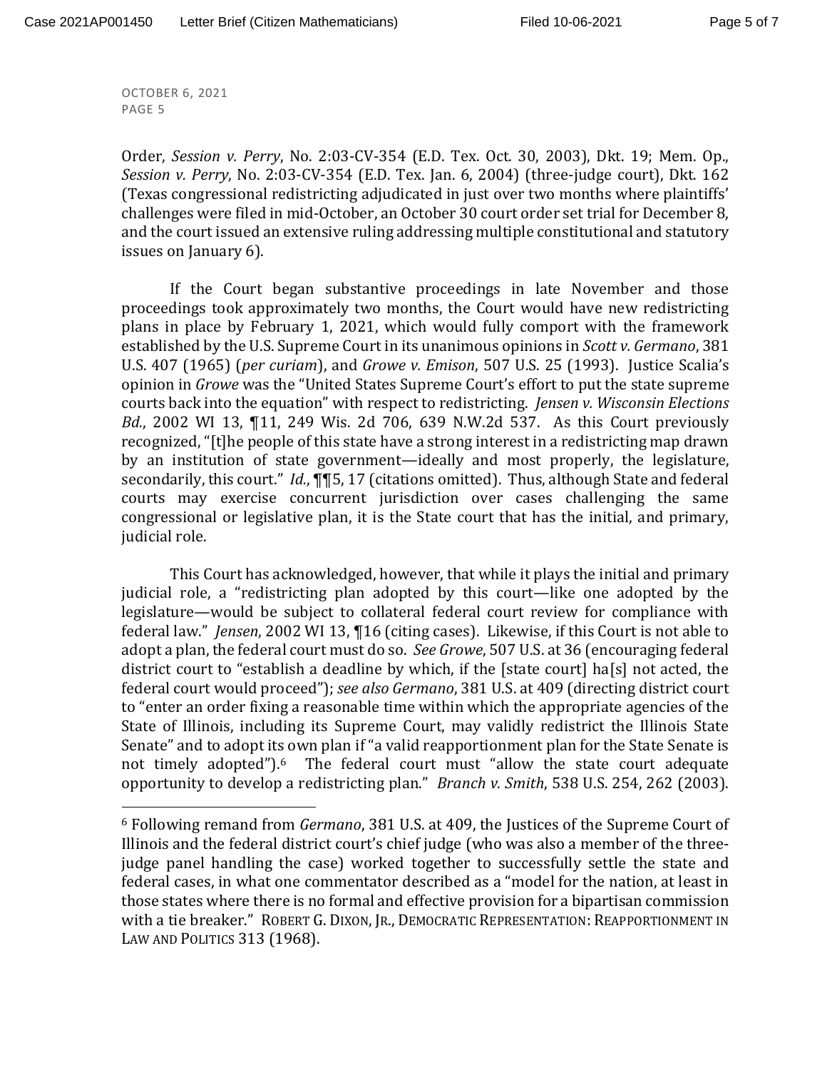OCTOBER 6, 2021
PAGE 5

Order, *Session v. Perry*, No. 2:03-CV-354 (E.D. Tex. Oct. 30, 2003), Dkt. 19; Mem. Op., *Session v. Perry*, No. 2:03-CV-354 (E.D. Tex. Jan. 6, 2004) (three-judge court), Dkt. 162 (Texas congressional redistricting adjudicated in just over two months where plaintiffs' challenges were filed in mid-October, an October 30 court order set trial for December 8, and the court issued an extensive ruling addressing multiple constitutional and statutory issues on January 6).

If the Court began substantive proceedings in late November and those proceedings took approximately two months, the Court would have new redistricting plans in place by February 1, 2021, which would fully comport with the framework established by the U.S. Supreme Court in its unanimous opinions in *Scott v. Germano*, 381 U.S. 407 (1965) (*per curiam*), and *Growe v. Emison*, 507 U.S. 25 (1993). Justice Scalia's opinion in *Growe* was the "United States Supreme Court's effort to put the state supreme courts back into the equation" with respect to redistricting. *Jensen v. Wisconsin Elections Bd.*, 2002 WI 13, ¶11, 249 Wis. 2d 706, 639 N.W.2d 537. As this Court previously recognized, "[t]he people of this state have a strong interest in a redistricting map drawn by an institution of state government—ideally and most properly, the legislature, secondarily, this court." *Id.*, ¶¶5, 17 (citations omitted). Thus, although State and federal courts may exercise concurrent jurisdiction over cases challenging the same congressional or legislative plan, it is the State court that has the initial, and primary, judicial role.

This Court has acknowledged, however, that while it plays the initial and primary judicial role, a "redistricting plan adopted by this court—like one adopted by the legislature—would be subject to collateral federal court review for compliance with federal law." *Jensen*, 2002 WI 13, ¶16 (citing cases). Likewise, if this Court is not able to adopt a plan, the federal court must do so. *See Growe*, 507 U.S. at 36 (encouraging federal district court to "establish a deadline by which, if the [state court] ha[s] not acted, the federal court would proceed"); *see also Germano*, 381 U.S. at 409 (directing district court to "enter an order fixing a reasonable time within which the appropriate agencies of the State of Illinois, including its Supreme Court, may validly redistrict the Illinois State Senate" and to adopt its own plan if "a valid reapportionment plan for the State Senate is not timely adopted").[6] The federal court must "allow the state court adequate opportunity to develop a redistricting plan." *Branch v. Smith*, 538 U.S. 254, 262 (2003).

[6] Following remand from *Germano*, 381 U.S. at 409, the Justices of the Supreme Court of Illinois and the federal district court's chief judge (who was also a member of the three-judge panel handling the case) worked together to successfully settle the state and federal cases, in what one commentator described as a "model for the nation, at least in those states where there is no formal and effective provision for a bipartisan commission with a tie breaker." ROBERT G. DIXON, JR., DEMOCRATIC REPRESENTATION: REAPPORTIONMENT IN LAW AND POLITICS 313 (1968).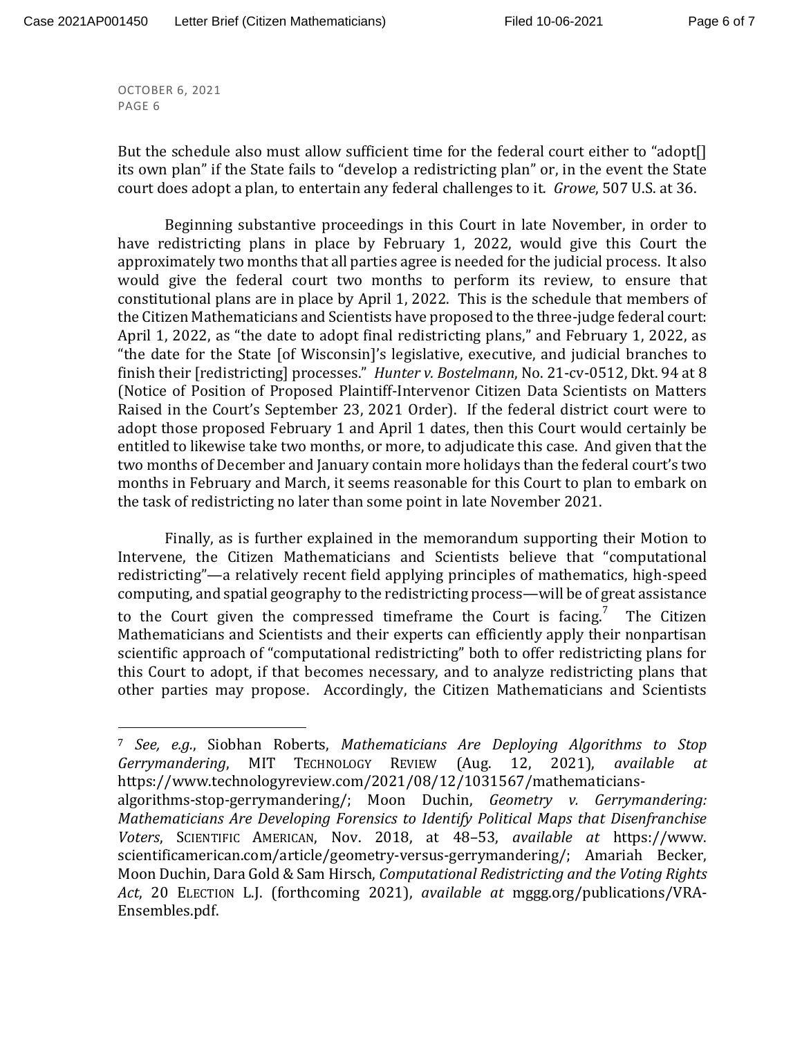But the schedule also must allow sufficient time for the federal court either to "adopt[] its own plan" if the State fails to "develop a redistricting plan" or, in the event the State court does adopt a plan, to entertain any federal challenges to it. *Growe*, 507 U.S. at 36.

Beginning substantive proceedings in this Court in late November, in order to have redistricting plans in place by February 1, 2022, would give this Court the approximately two months that all parties agree is needed for the judicial process. It also would give the federal court two months to perform its review, to ensure that constitutional plans are in place by April 1, 2022. This is the schedule that members of the Citizen Mathematicians and Scientists have proposed to the three-judge federal court: April 1, 2022, as "the date to adopt final redistricting plans," and February 1, 2022, as "the date for the State [of Wisconsin]'s legislative, executive, and judicial branches to finish their [redistricting] processes." *Hunter v. Bostelmann*, No. 21-cv-0512, Dkt. 94 at 8 (Notice of Position of Proposed Plaintiff-Intervenor Citizen Data Scientists on Matters Raised in the Court's September 23, 2021 Order). If the federal district court were to adopt those proposed February 1 and April 1 dates, then this Court would certainly be entitled to likewise take two months, or more, to adjudicate this case. And given that the two months of December and January contain more holidays than the federal court's two months in February and March, it seems reasonable for this Court to plan to embark on the task of redistricting no later than some point in late November 2021.

Finally, as is further explained in the memorandum supporting their Motion to Intervene, the Citizen Mathematicians and Scientists believe that "computational redistricting"—a relatively recent field applying principles of mathematics, high-speed computing, and spatial geography to the redistricting process—will be of great assistance to the Court given the compressed timeframe the Court is facing.[7] The Citizen Mathematicians and Scientists and their experts can efficiently apply their nonpartisan scientific approach of "computational redistricting" both to offer redistricting plans for this Court to adopt, if that becomes necessary, and to analyze redistricting plans that other parties may propose. Accordingly, the Citizen Mathematicians and Scientists

---

[7] *See, e.g.*, Siobhan Roberts, *Mathematicians Are Deploying Algorithms to Stop Gerrymandering*, MIT TECHNOLOGY REVIEW (Aug. 12, 2021), *available at* https://www.technologyreview.com/2021/08/12/1031567/mathematicians-algorithms-stop-gerrymandering/; Moon Duchin, *Geometry v. Gerrymandering: Mathematicians Are Developing Forensics to Identify Political Maps that Disenfranchise Voters*, SCIENTIFIC AMERICAN, Nov. 2018, at 48–53, *available at* https://www.scientificamerican.com/article/geometry-versus-gerrymandering/; Amariah Becker, Moon Duchin, Dara Gold & Sam Hirsch, *Computational Redistricting and the Voting Rights Act*, 20 ELECTION L.J. (forthcoming 2021), *available at* mggg.org/publications/VRA-Ensembles.pdf.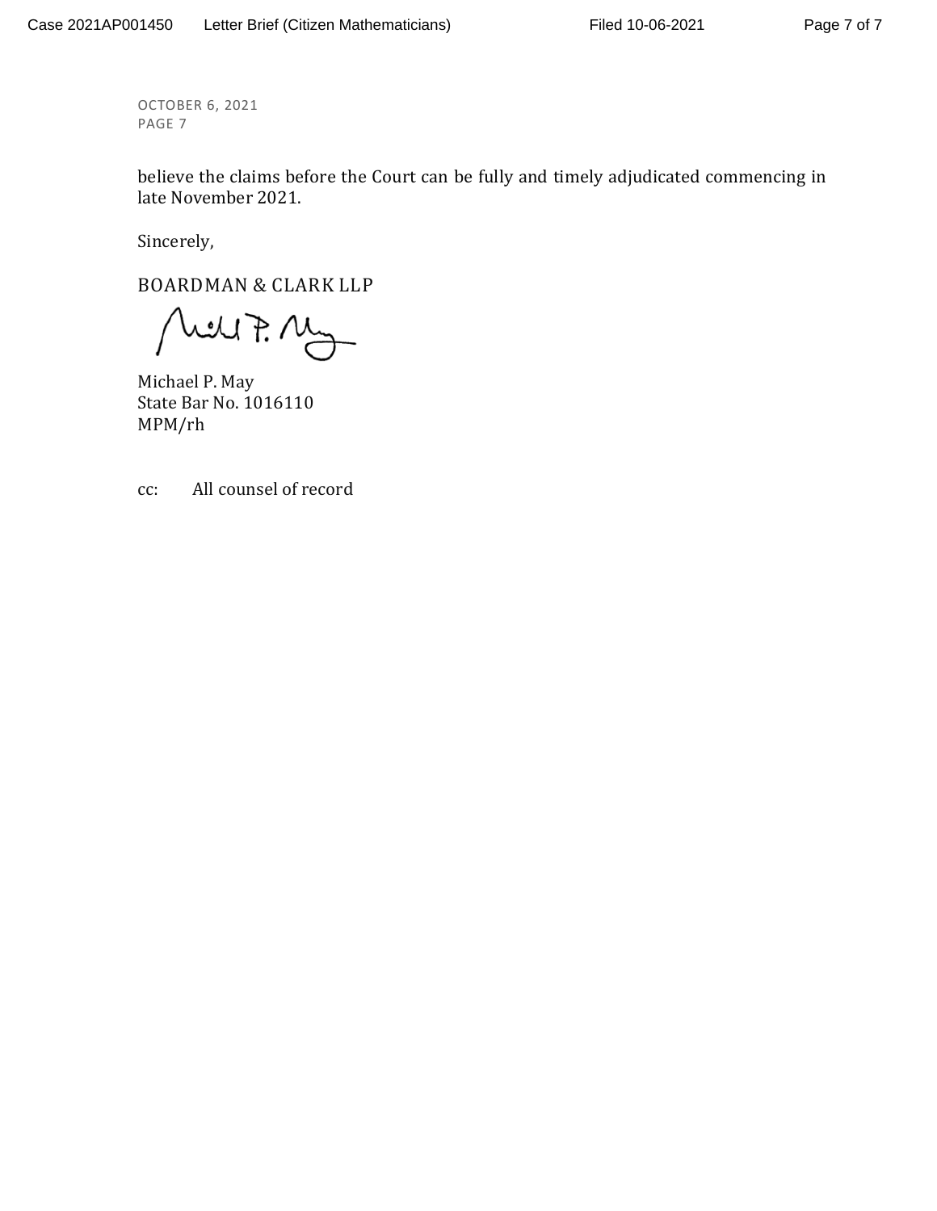OCTOBER 6, 2021
PAGE 7

believe the claims before the Court can be fully and timely adjudicated commencing in late November 2021.

Sincerely,

BOARDMAN & CLARK LLP

Michael P. May
State Bar No. 1016110
MPM/rh

cc: All counsel of record